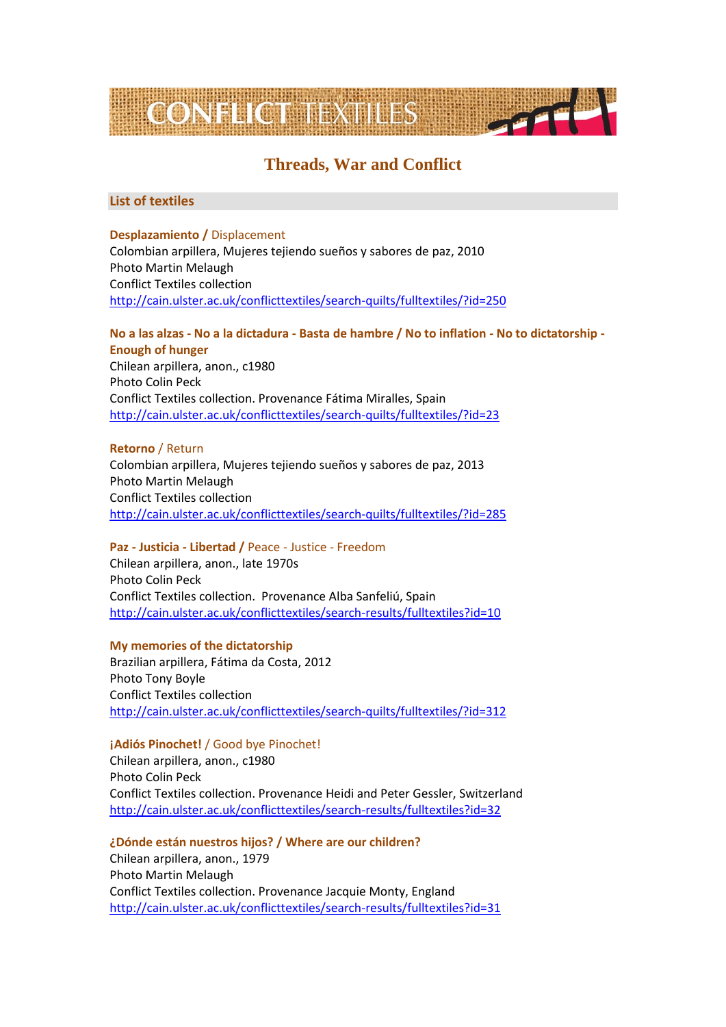# CONFLICT TEXTILES

## Threads, War and Conflict

### List of textiles

**Desplazamiento /** Displacement
Colombian arpillera, Mujeres tejiendo sueños y sabores de paz, 2010
Photo Martin Melaugh
Conflict Textiles collection
http://cain.ulster.ac.uk/conflicttextiles/search-quilts/fulltextiles/?id=250

**No a las alzas - No a la dictadura - Basta de hambre / No to inflation - No to dictatorship - Enough of hunger**
Chilean arpillera, anon., c1980
Photo Colin Peck
Conflict Textiles collection. Provenance Fátima Miralles, Spain
http://cain.ulster.ac.uk/conflicttextiles/search-quilts/fulltextiles/?id=23

**Retorno** / Return
Colombian arpillera, Mujeres tejiendo sueños y sabores de paz, 2013
Photo Martin Melaugh
Conflict Textiles collection
http://cain.ulster.ac.uk/conflicttextiles/search-quilts/fulltextiles/?id=285

**Paz - Justicia - Libertad /** Peace - Justice - Freedom
Chilean arpillera, anon., late 1970s
Photo Colin Peck
Conflict Textiles collection. Provenance Alba Sanfeliú, Spain
http://cain.ulster.ac.uk/conflicttextiles/search-results/fulltextiles?id=10

**My memories of the dictatorship**
Brazilian arpillera, Fátima da Costa, 2012
Photo Tony Boyle
Conflict Textiles collection
http://cain.ulster.ac.uk/conflicttextiles/search-quilts/fulltextiles/?id=312

**¡Adiós Pinochet!** / Good bye Pinochet!
Chilean arpillera, anon., c1980
Photo Colin Peck
Conflict Textiles collection. Provenance Heidi and Peter Gessler, Switzerland
http://cain.ulster.ac.uk/conflicttextiles/search-results/fulltextiles?id=32

**¿Dónde están nuestros hijos? / Where are our children?**
Chilean arpillera, anon., 1979
Photo Martin Melaugh
Conflict Textiles collection. Provenance Jacquie Monty, England
http://cain.ulster.ac.uk/conflicttextiles/search-results/fulltextiles?id=31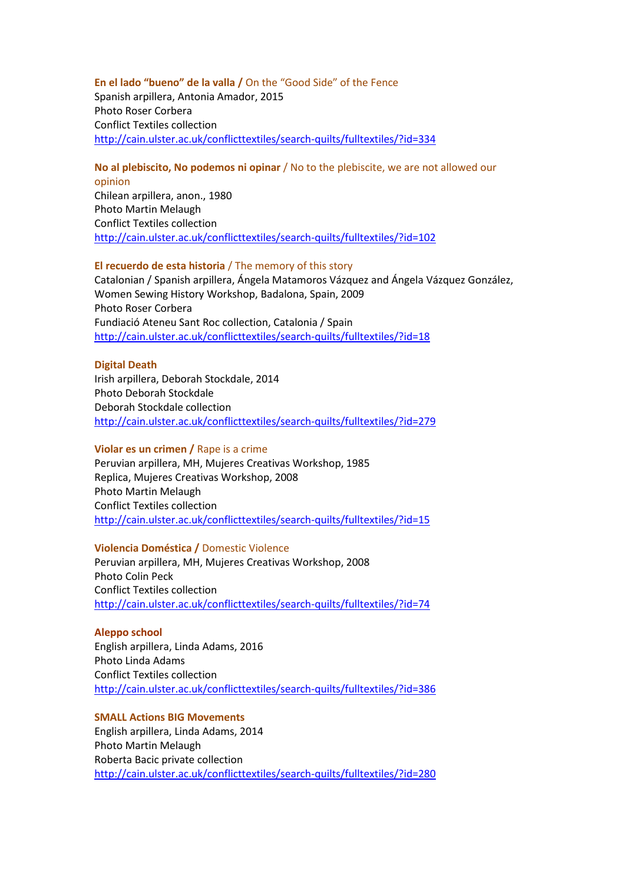**En el lado “bueno” de la valla /** On the “Good Side” of the Fence
Spanish arpillera, Antonia Amador, 2015
Photo Roser Corbera
Conflict Textiles collection
http://cain.ulster.ac.uk/conflicttextiles/search-quilts/fulltextiles/?id=334

**No al plebiscito, No podemos ni opinar** / No to the plebiscite, we are not allowed our opinion
Chilean arpillera, anon., 1980
Photo Martin Melaugh
Conflict Textiles collection
http://cain.ulster.ac.uk/conflicttextiles/search-quilts/fulltextiles/?id=102

**El recuerdo de esta historia** / The memory of this story
Catalonian / Spanish arpillera, Ángela Matamoros Vázquez and Ángela Vázquez González, Women Sewing History Workshop, Badalona, Spain, 2009
Photo Roser Corbera
Fundiació Ateneu Sant Roc collection, Catalonia / Spain
http://cain.ulster.ac.uk/conflicttextiles/search-quilts/fulltextiles/?id=18

**Digital Death**
Irish arpillera, Deborah Stockdale, 2014
Photo Deborah Stockdale
Deborah Stockdale collection
http://cain.ulster.ac.uk/conflicttextiles/search-quilts/fulltextiles/?id=279

**Violar es un crimen /** Rape is a crime
Peruvian arpillera, MH, Mujeres Creativas Workshop, 1985
Replica, Mujeres Creativas Workshop, 2008
Photo Martin Melaugh
Conflict Textiles collection
http://cain.ulster.ac.uk/conflicttextiles/search-quilts/fulltextiles/?id=15

**Violencia Doméstica /** Domestic Violence
Peruvian arpillera, MH, Mujeres Creativas Workshop, 2008
Photo Colin Peck
Conflict Textiles collection
http://cain.ulster.ac.uk/conflicttextiles/search-quilts/fulltextiles/?id=74

**Aleppo school**
English arpillera, Linda Adams, 2016
Photo Linda Adams
Conflict Textiles collection
http://cain.ulster.ac.uk/conflicttextiles/search-quilts/fulltextiles/?id=386

**SMALL Actions BIG Movements**
English arpillera, Linda Adams, 2014
Photo Martin Melaugh
Roberta Bacic private collection
http://cain.ulster.ac.uk/conflicttextiles/search-quilts/fulltextiles/?id=280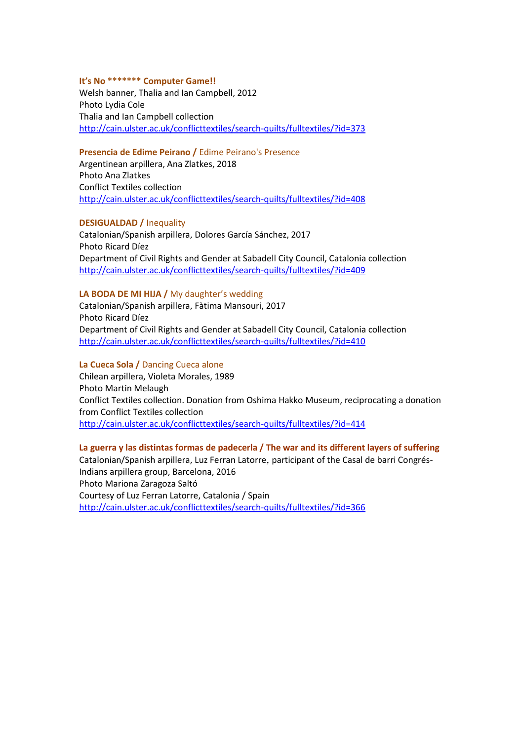**It's No ******* Computer Game!!**
Welsh banner, Thalia and Ian Campbell, 2012
Photo Lydia Cole
Thalia and Ian Campbell collection
http://cain.ulster.ac.uk/conflicttextiles/search-quilts/fulltextiles/?id=373

**Presencia de Edime Peirano /** Edime Peirano's Presence
Argentinean arpillera, Ana Zlatkes, 2018
Photo Ana Zlatkes
Conflict Textiles collection
http://cain.ulster.ac.uk/conflicttextiles/search-quilts/fulltextiles/?id=408

**DESIGUALDAD /** Inequality
Catalonian/Spanish arpillera, Dolores García Sánchez, 2017
Photo Ricard Díez
Department of Civil Rights and Gender at Sabadell City Council, Catalonia collection
http://cain.ulster.ac.uk/conflicttextiles/search-quilts/fulltextiles/?id=409

**LA BODA DE MI HIJA /** My daughter's wedding
Catalonian/Spanish arpillera, Fàtima Mansouri, 2017
Photo Ricard Díez
Department of Civil Rights and Gender at Sabadell City Council, Catalonia collection
http://cain.ulster.ac.uk/conflicttextiles/search-quilts/fulltextiles/?id=410

**La Cueca Sola /** Dancing Cueca alone
Chilean arpillera, Violeta Morales, 1989
Photo Martin Melaugh
Conflict Textiles collection. Donation from Oshima Hakko Museum, reciprocating a donation from Conflict Textiles collection
http://cain.ulster.ac.uk/conflicttextiles/search-quilts/fulltextiles/?id=414

**La guerra y las distintas formas de padecerla / The war and its different layers of suffering**
Catalonian/Spanish arpillera, Luz Ferran Latorre, participant of the Casal de barri Congrés-Indians arpillera group, Barcelona, 2016
Photo Mariona Zaragoza Saltó
Courtesy of Luz Ferran Latorre, Catalonia / Spain
http://cain.ulster.ac.uk/conflicttextiles/search-quilts/fulltextiles/?id=366